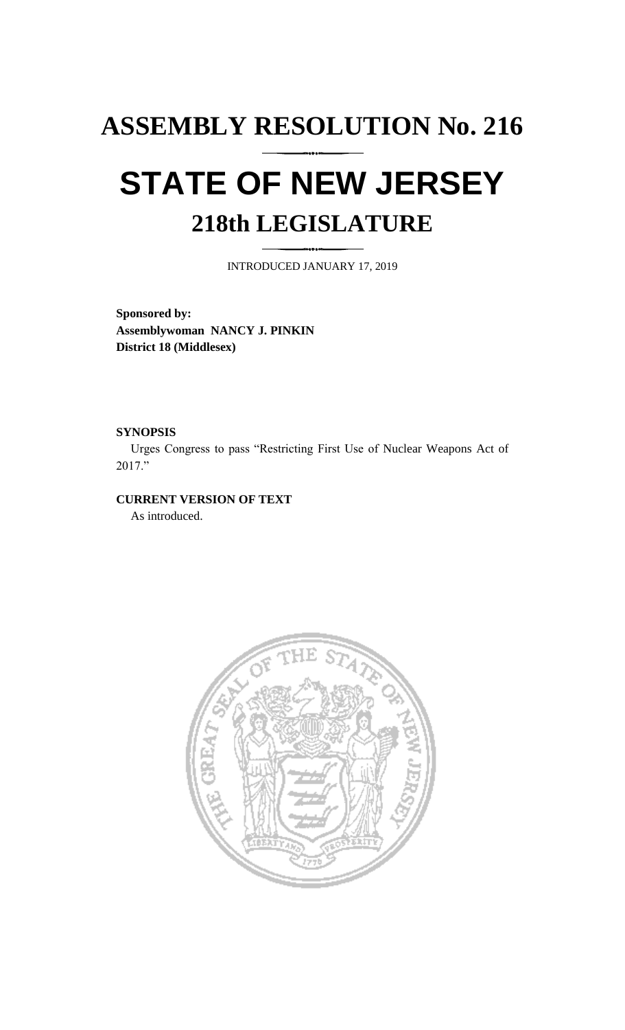# ASSEMBLY RESOLUTION No. 216

# STATE OF NEW JERSEY

## 218th LEGISLATURE

INTRODUCED JANUARY 17, 2019

**Sponsored by:**
**Assemblywoman NANCY J. PINKIN**
**District 18 (Middlesex)**

**SYNOPSIS**

Urges Congress to pass "Restricting First Use of Nuclear Weapons Act of 2017."

**CURRENT VERSION OF TEXT**

As introduced.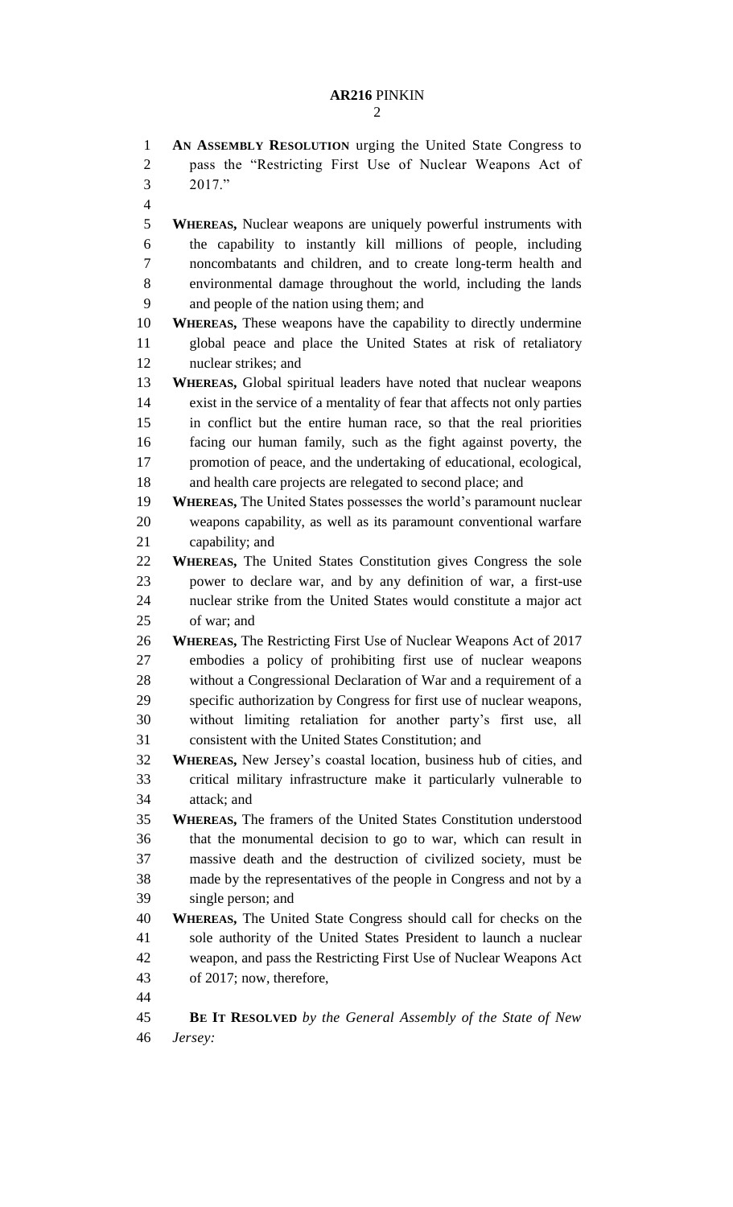**AN ASSEMBLY RESOLUTION** urging the United State Congress to pass the "Restricting First Use of Nuclear Weapons Act of 2017."

**WHEREAS,** Nuclear weapons are uniquely powerful instruments with the capability to instantly kill millions of people, including noncombatants and children, and to create long-term health and environmental damage throughout the world, including the lands and people of the nation using them; and

**WHEREAS,** These weapons have the capability to directly undermine global peace and place the United States at risk of retaliatory nuclear strikes; and

**WHEREAS,** Global spiritual leaders have noted that nuclear weapons exist in the service of a mentality of fear that affects not only parties in conflict but the entire human race, so that the real priorities facing our human family, such as the fight against poverty, the promotion of peace, and the undertaking of educational, ecological, and health care projects are relegated to second place; and

**WHEREAS,** The United States possesses the world's paramount nuclear weapons capability, as well as its paramount conventional warfare capability; and

**WHEREAS,** The United States Constitution gives Congress the sole power to declare war, and by any definition of war, a first-use nuclear strike from the United States would constitute a major act of war; and

**WHEREAS,** The Restricting First Use of Nuclear Weapons Act of 2017 embodies a policy of prohibiting first use of nuclear weapons without a Congressional Declaration of War and a requirement of a specific authorization by Congress for first use of nuclear weapons, without limiting retaliation for another party's first use, all consistent with the United States Constitution; and

**WHEREAS,** New Jersey's coastal location, business hub of cities, and critical military infrastructure make it particularly vulnerable to attack; and

**WHEREAS,** The framers of the United States Constitution understood that the monumental decision to go to war, which can result in massive death and the destruction of civilized society, must be made by the representatives of the people in Congress and not by a single person; and

**WHEREAS,** The United State Congress should call for checks on the sole authority of the United States President to launch a nuclear weapon, and pass the Restricting First Use of Nuclear Weapons Act of 2017; now, therefore,

**BE IT RESOLVED** *by the General Assembly of the State of New Jersey:*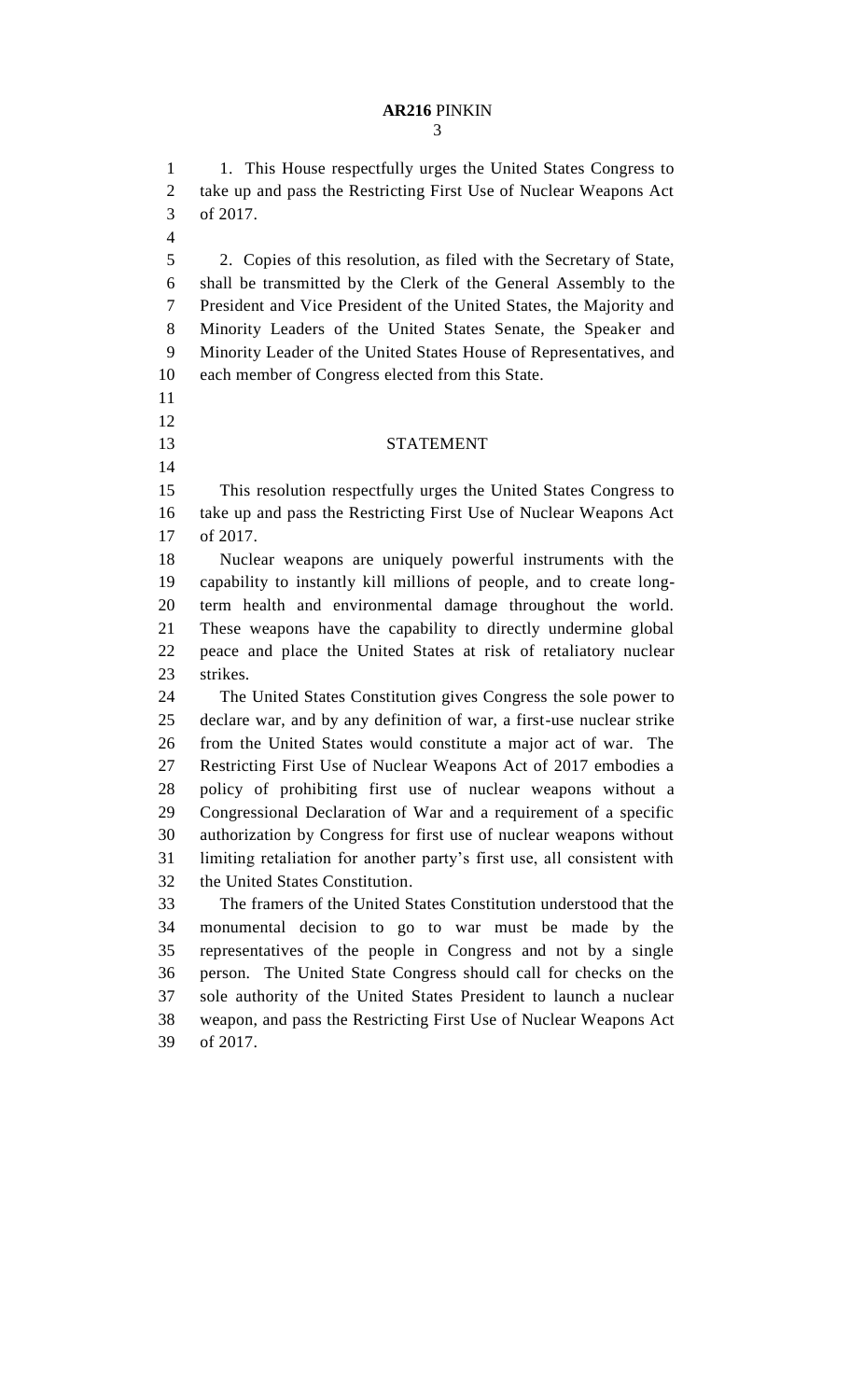1. This House respectfully urges the United States Congress to take up and pass the Restricting First Use of Nuclear Weapons Act of 2017.

2. Copies of this resolution, as filed with the Secretary of State, shall be transmitted by the Clerk of the General Assembly to the President and Vice President of the United States, the Majority and Minority Leaders of the United States Senate, the Speaker and Minority Leader of the United States House of Representatives, and each member of Congress elected from this State.

## STATEMENT

This resolution respectfully urges the United States Congress to take up and pass the Restricting First Use of Nuclear Weapons Act of 2017.

Nuclear weapons are uniquely powerful instruments with the capability to instantly kill millions of people, and to create long-term health and environmental damage throughout the world. These weapons have the capability to directly undermine global peace and place the United States at risk of retaliatory nuclear strikes.

The United States Constitution gives Congress the sole power to declare war, and by any definition of war, a first-use nuclear strike from the United States would constitute a major act of war. The Restricting First Use of Nuclear Weapons Act of 2017 embodies a policy of prohibiting first use of nuclear weapons without a Congressional Declaration of War and a requirement of a specific authorization by Congress for first use of nuclear weapons without limiting retaliation for another party's first use, all consistent with the United States Constitution.

The framers of the United States Constitution understood that the monumental decision to go to war must be made by the representatives of the people in Congress and not by a single person. The United State Congress should call for checks on the sole authority of the United States President to launch a nuclear weapon, and pass the Restricting First Use of Nuclear Weapons Act of 2017.